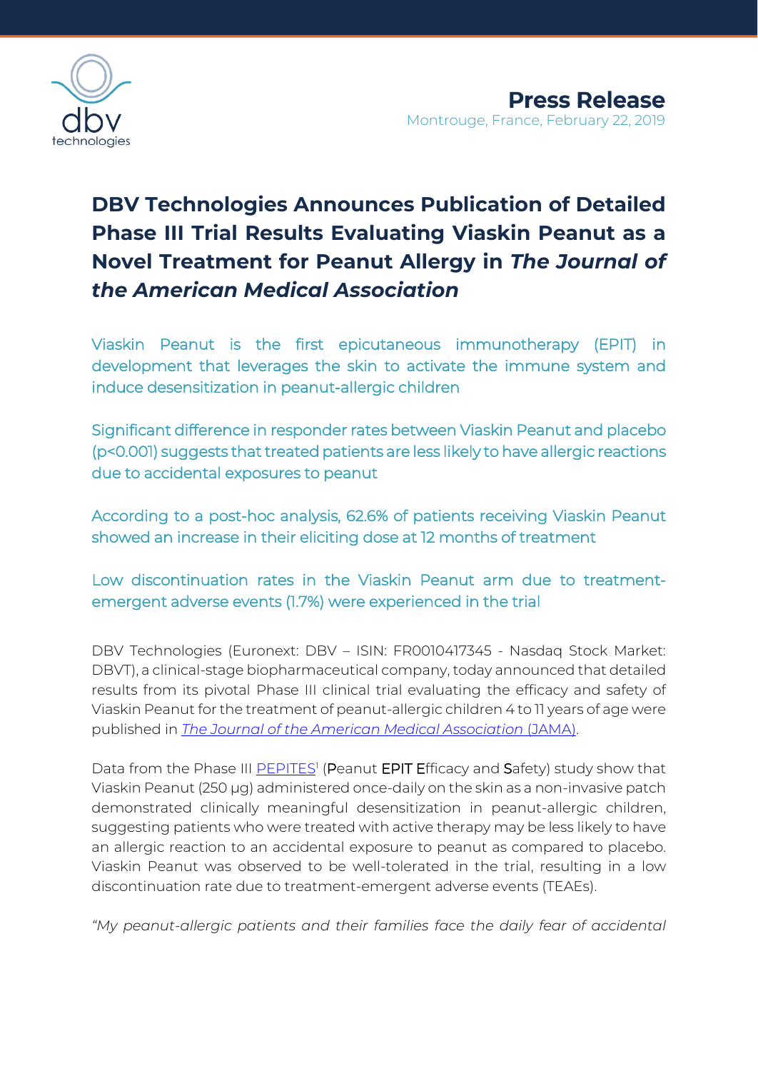**Press Release**
Montrouge, France, February 22, 2019

# DBV Technologies Announces Publication of Detailed Phase III Trial Results Evaluating Viaskin Peanut as a Novel Treatment for Peanut Allergy in *The Journal of the American Medical Association*

Viaskin Peanut is the first epicutaneous immunotherapy (EPIT) in development that leverages the skin to activate the immune system and induce desensitization in peanut-allergic children

Significant difference in responder rates between Viaskin Peanut and placebo ($p<0.001$) suggests that treated patients are less likely to have allergic reactions due to accidental exposures to peanut

According to a post-hoc analysis, 62.6% of patients receiving Viaskin Peanut showed an increase in their eliciting dose at 12 months of treatment

Low discontinuation rates in the Viaskin Peanut arm due to treatment-emergent adverse events (1.7%) were experienced in the trial

DBV Technologies (Euronext: DBV – ISIN: FR0010417345 - Nasdaq Stock Market: DBVT), a clinical-stage biopharmaceutical company, today announced that detailed results from its pivotal Phase III clinical trial evaluating the efficacy and safety of Viaskin Peanut for the treatment of peanut-allergic children 4 to 11 years of age were published in *The Journal of the American Medical Association* (JAMA).

Data from the Phase III PEPITES[1] (**P**eanut **EPIT E**fficacy and **S**afety) study show that Viaskin Peanut (250 μg) administered once-daily on the skin as a non-invasive patch demonstrated clinically meaningful desensitization in peanut-allergic children, suggesting patients who were treated with active therapy may be less likely to have an allergic reaction to an accidental exposure to peanut as compared to placebo. Viaskin Peanut was observed to be well-tolerated in the trial, resulting in a low discontinuation rate due to treatment-emergent adverse events (TEAEs).

*"My peanut-allergic patients and their families face the daily fear of accidental*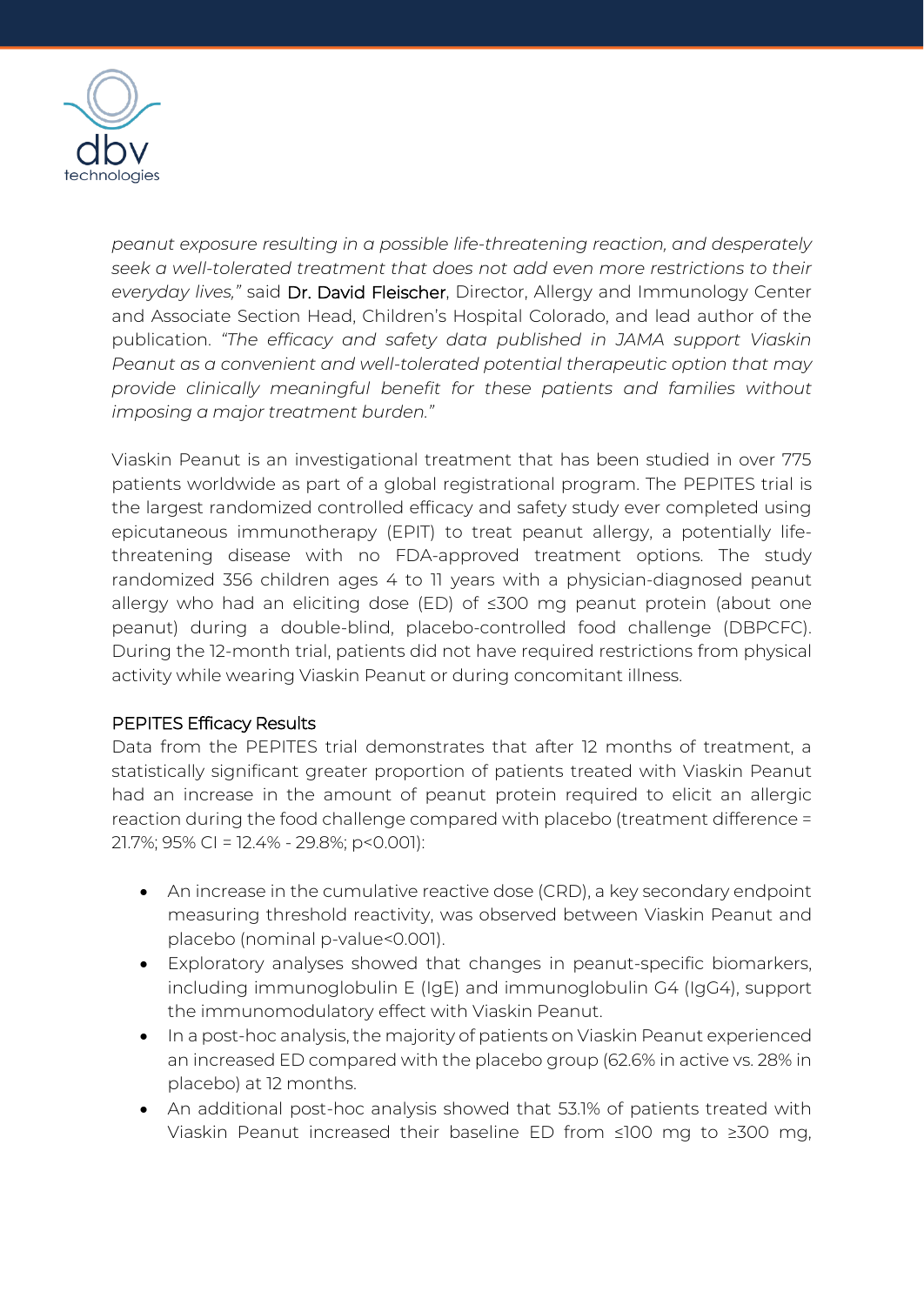*peanut exposure resulting in a possible life-threatening reaction, and desperately seek a well-tolerated treatment that does not add even more restrictions to their everyday lives,"* said Dr. David Fleischer, Director, Allergy and Immunology Center and Associate Section Head, Children's Hospital Colorado, and lead author of the publication. *"The efficacy and safety data published in JAMA support Viaskin Peanut as a convenient and well-tolerated potential therapeutic option that may provide clinically meaningful benefit for these patients and families without imposing a major treatment burden."*

Viaskin Peanut is an investigational treatment that has been studied in over 775 patients worldwide as part of a global registrational program. The PEPITES trial is the largest randomized controlled efficacy and safety study ever completed using epicutaneous immunotherapy (EPIT) to treat peanut allergy, a potentially life-threatening disease with no FDA-approved treatment options. The study randomized 356 children ages 4 to 11 years with a physician-diagnosed peanut allergy who had an eliciting dose (ED) of ≤300 mg peanut protein (about one peanut) during a double-blind, placebo-controlled food challenge (DBPCFC). During the 12-month trial, patients did not have required restrictions from physical activity while wearing Viaskin Peanut or during concomitant illness.

## PEPITES Efficacy Results

Data from the PEPITES trial demonstrates that after 12 months of treatment, a statistically significant greater proportion of patients treated with Viaskin Peanut had an increase in the amount of peanut protein required to elicit an allergic reaction during the food challenge compared with placebo (treatment difference = 21.7%; 95% CI = 12.4% - 29.8%; $p<0.001$):

- An increase in the cumulative reactive dose (CRD), a key secondary endpoint measuring threshold reactivity, was observed between Viaskin Peanut and placebo (nominal p-value$<0.001$).
- Exploratory analyses showed that changes in peanut-specific biomarkers, including immunoglobulin E (IgE) and immunoglobulin G4 (IgG4), support the immunomodulatory effect with Viaskin Peanut.
- In a post-hoc analysis, the majority of patients on Viaskin Peanut experienced an increased ED compared with the placebo group (62.6% in active vs. 28% in placebo) at 12 months.
- An additional post-hoc analysis showed that 53.1% of patients treated with Viaskin Peanut increased their baseline ED from ≤100 mg to ≥300 mg,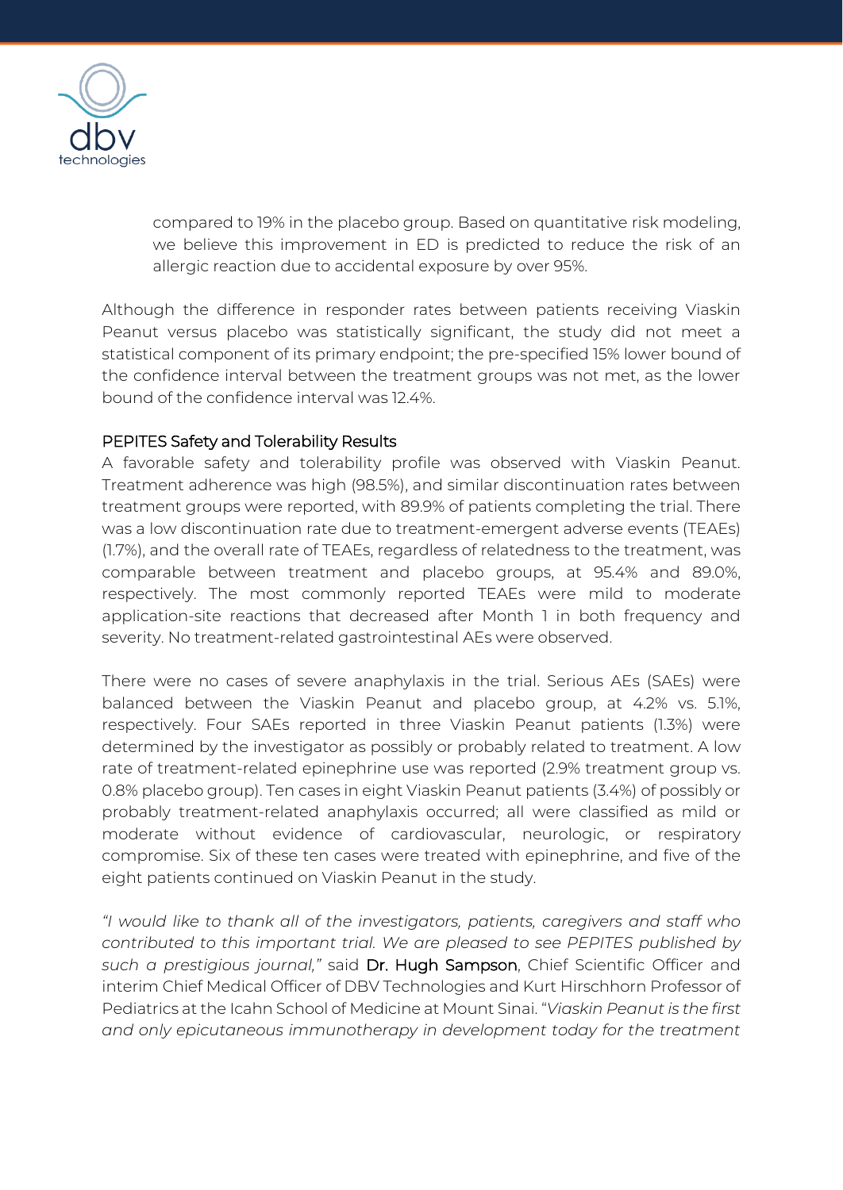compared to 19% in the placebo group. Based on quantitative risk modeling, we believe this improvement in ED is predicted to reduce the risk of an allergic reaction due to accidental exposure by over 95%.

Although the difference in responder rates between patients receiving Viaskin Peanut versus placebo was statistically significant, the study did not meet a statistical component of its primary endpoint; the pre-specified 15% lower bound of the confidence interval between the treatment groups was not met, as the lower bound of the confidence interval was 12.4%.

## PEPITES Safety and Tolerability Results

A favorable safety and tolerability profile was observed with Viaskin Peanut. Treatment adherence was high (98.5%), and similar discontinuation rates between treatment groups were reported, with 89.9% of patients completing the trial. There was a low discontinuation rate due to treatment-emergent adverse events (TEAEs) (1.7%), and the overall rate of TEAEs, regardless of relatedness to the treatment, was comparable between treatment and placebo groups, at 95.4% and 89.0%, respectively. The most commonly reported TEAEs were mild to moderate application-site reactions that decreased after Month 1 in both frequency and severity. No treatment-related gastrointestinal AEs were observed.

There were no cases of severe anaphylaxis in the trial. Serious AEs (SAEs) were balanced between the Viaskin Peanut and placebo group, at 4.2% vs. 5.1%, respectively. Four SAEs reported in three Viaskin Peanut patients (1.3%) were determined by the investigator as possibly or probably related to treatment. A low rate of treatment-related epinephrine use was reported (2.9% treatment group vs. 0.8% placebo group). Ten cases in eight Viaskin Peanut patients (3.4%) of possibly or probably treatment-related anaphylaxis occurred; all were classified as mild or moderate without evidence of cardiovascular, neurologic, or respiratory compromise. Six of these ten cases were treated with epinephrine, and five of the eight patients continued on Viaskin Peanut in the study.

*"I would like to thank all of the investigators, patients, caregivers and staff who contributed to this important trial. We are pleased to see PEPITES published by such a prestigious journal,"* said Dr. Hugh Sampson, Chief Scientific Officer and interim Chief Medical Officer of DBV Technologies and Kurt Hirschhorn Professor of Pediatrics at the Icahn School of Medicine at Mount Sinai. "*Viaskin Peanut is the first and only epicutaneous immunotherapy in development today for the treatment*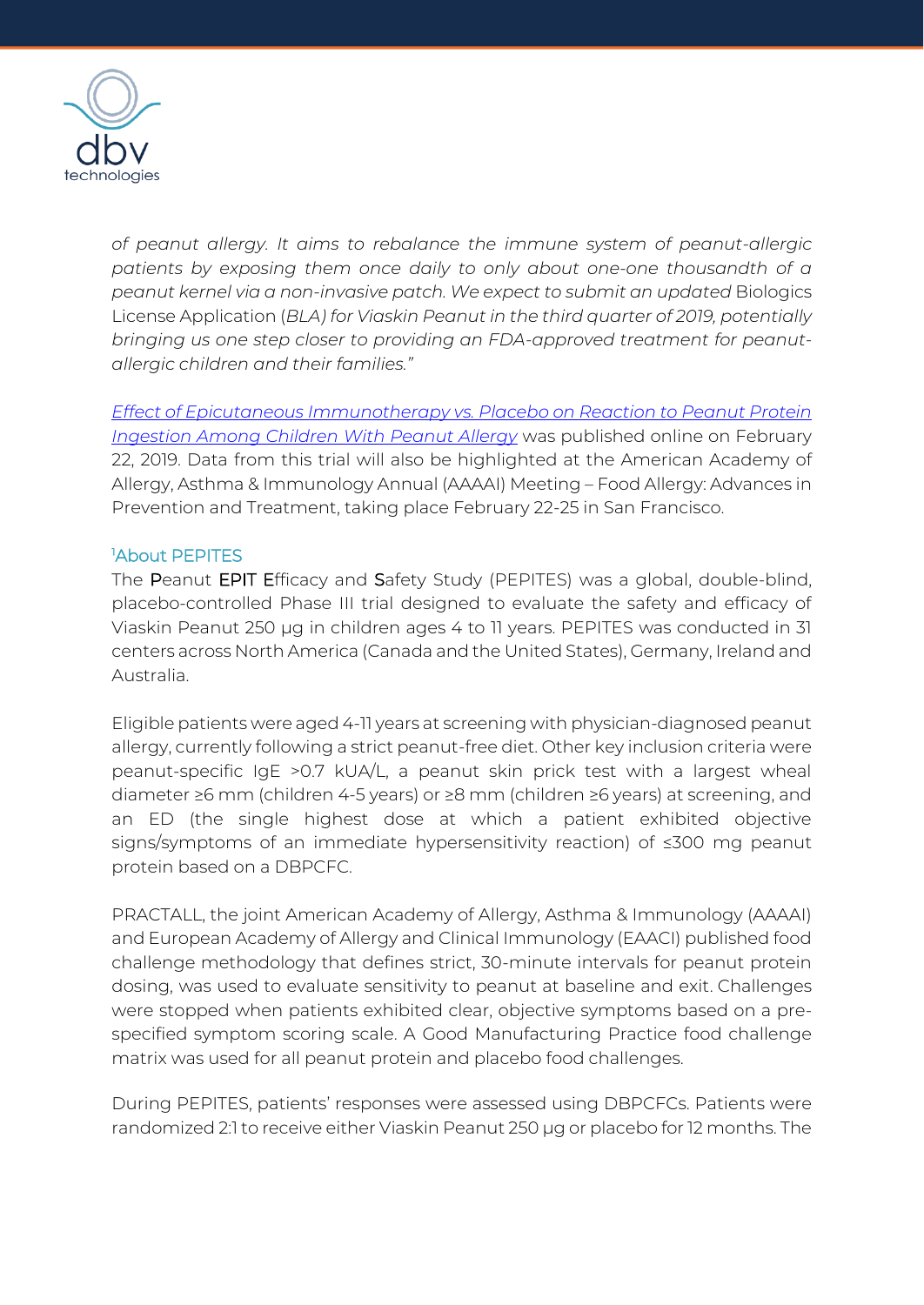*of peanut allergy. It aims to rebalance the immune system of peanut-allergic patients by exposing them once daily to only about one-one thousandth of a peanut kernel via a non-invasive patch. We expect to submit an updated* Biologics License Application (*BLA) for Viaskin Peanut in the third quarter of 2019, potentially bringing us one step closer to providing an FDA-approved treatment for peanut-allergic children and their families."*

*Effect of Epicutaneous Immunotherapy vs. Placebo on Reaction to Peanut Protein Ingestion Among Children With Peanut Allergy* was published online on February 22, 2019. Data from this trial will also be highlighted at the American Academy of Allergy, Asthma & Immunology Annual (AAAAI) Meeting – Food Allergy: Advances in Prevention and Treatment, taking place February 22-25 in San Francisco.

### [1]About PEPITES

The **P**eanut **EPIT** **E**fficacy and **S**afety Study (PEPITES) was a global, double-blind, placebo-controlled Phase III trial designed to evaluate the safety and efficacy of Viaskin Peanut 250 µg in children ages 4 to 11 years. PEPITES was conducted in 31 centers across North America (Canada and the United States), Germany, Ireland and Australia.

Eligible patients were aged 4-11 years at screening with physician-diagnosed peanut allergy, currently following a strict peanut-free diet. Other key inclusion criteria were peanut-specific IgE >0.7 kUA/L, a peanut skin prick test with a largest wheal diameter ≥6 mm (children 4-5 years) or ≥8 mm (children ≥6 years) at screening, and an ED (the single highest dose at which a patient exhibited objective signs/symptoms of an immediate hypersensitivity reaction) of ≤300 mg peanut protein based on a DBPCFC.

PRACTALL, the joint American Academy of Allergy, Asthma & Immunology (AAAAI) and European Academy of Allergy and Clinical Immunology (EAACI) published food challenge methodology that defines strict, 30-minute intervals for peanut protein dosing, was used to evaluate sensitivity to peanut at baseline and exit. Challenges were stopped when patients exhibited clear, objective symptoms based on a pre-specified symptom scoring scale. A Good Manufacturing Practice food challenge matrix was used for all peanut protein and placebo food challenges.

During PEPITES, patients' responses were assessed using DBPCFCs. Patients were randomized 2:1 to receive either Viaskin Peanut 250 µg or placebo for 12 months. The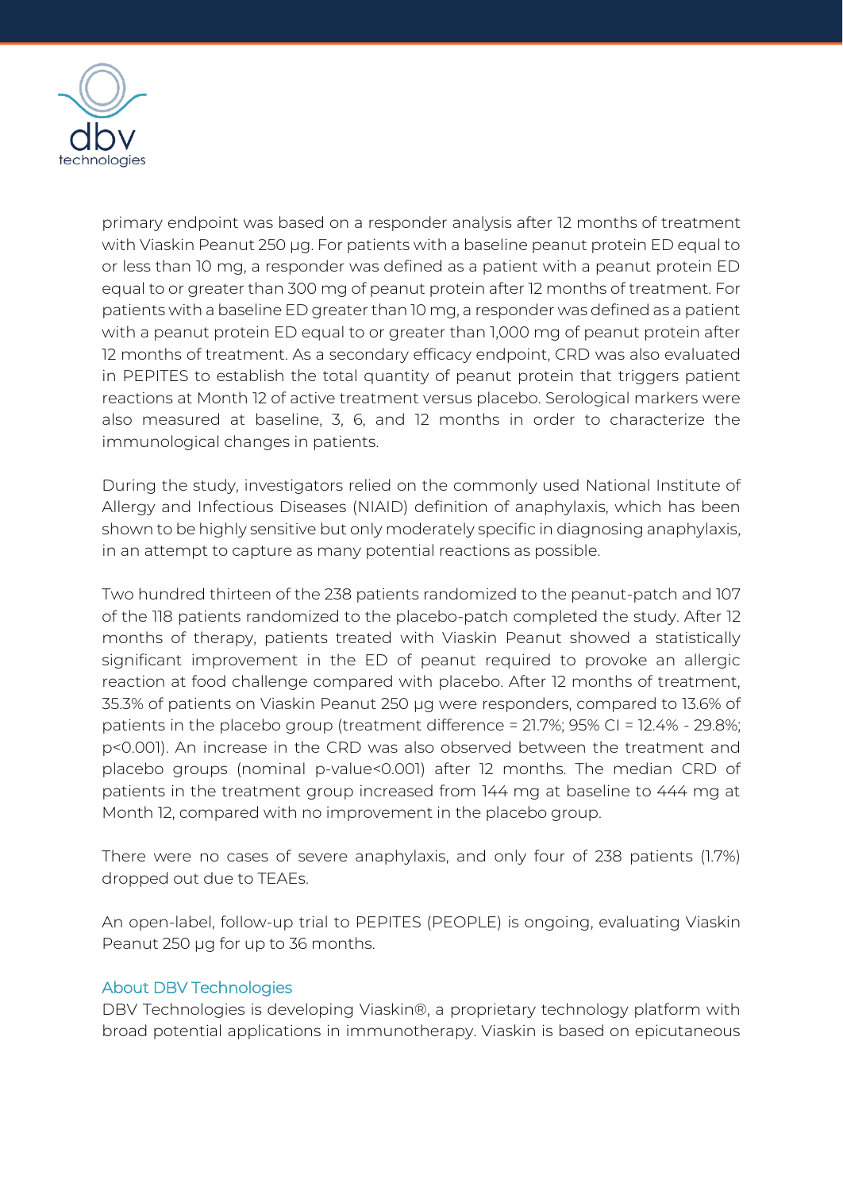primary endpoint was based on a responder analysis after 12 months of treatment with Viaskin Peanut 250 µg. For patients with a baseline peanut protein ED equal to or less than 10 mg, a responder was defined as a patient with a peanut protein ED equal to or greater than 300 mg of peanut protein after 12 months of treatment. For patients with a baseline ED greater than 10 mg, a responder was defined as a patient with a peanut protein ED equal to or greater than 1,000 mg of peanut protein after 12 months of treatment. As a secondary efficacy endpoint, CRD was also evaluated in PEPITES to establish the total quantity of peanut protein that triggers patient reactions at Month 12 of active treatment versus placebo. Serological markers were also measured at baseline, 3, 6, and 12 months in order to characterize the immunological changes in patients.

During the study, investigators relied on the commonly used National Institute of Allergy and Infectious Diseases (NIAID) definition of anaphylaxis, which has been shown to be highly sensitive but only moderately specific in diagnosing anaphylaxis, in an attempt to capture as many potential reactions as possible.

Two hundred thirteen of the 238 patients randomized to the peanut-patch and 107 of the 118 patients randomized to the placebo-patch completed the study. After 12 months of therapy, patients treated with Viaskin Peanut showed a statistically significant improvement in the ED of peanut required to provoke an allergic reaction at food challenge compared with placebo. After 12 months of treatment, 35.3% of patients on Viaskin Peanut 250 µg were responders, compared to 13.6% of patients in the placebo group (treatment difference = 21.7%; 95% CI = 12.4% - 29.8%; p<0.001). An increase in the CRD was also observed between the treatment and placebo groups (nominal p-value<0.001) after 12 months. The median CRD of patients in the treatment group increased from 144 mg at baseline to 444 mg at Month 12, compared with no improvement in the placebo group.

There were no cases of severe anaphylaxis, and only four of 238 patients (1.7%) dropped out due to TEAEs.

An open-label, follow-up trial to PEPITES (PEOPLE) is ongoing, evaluating Viaskin Peanut 250 µg for up to 36 months.

## About DBV Technologies

DBV Technologies is developing Viaskin®, a proprietary technology platform with broad potential applications in immunotherapy. Viaskin is based on epicutaneous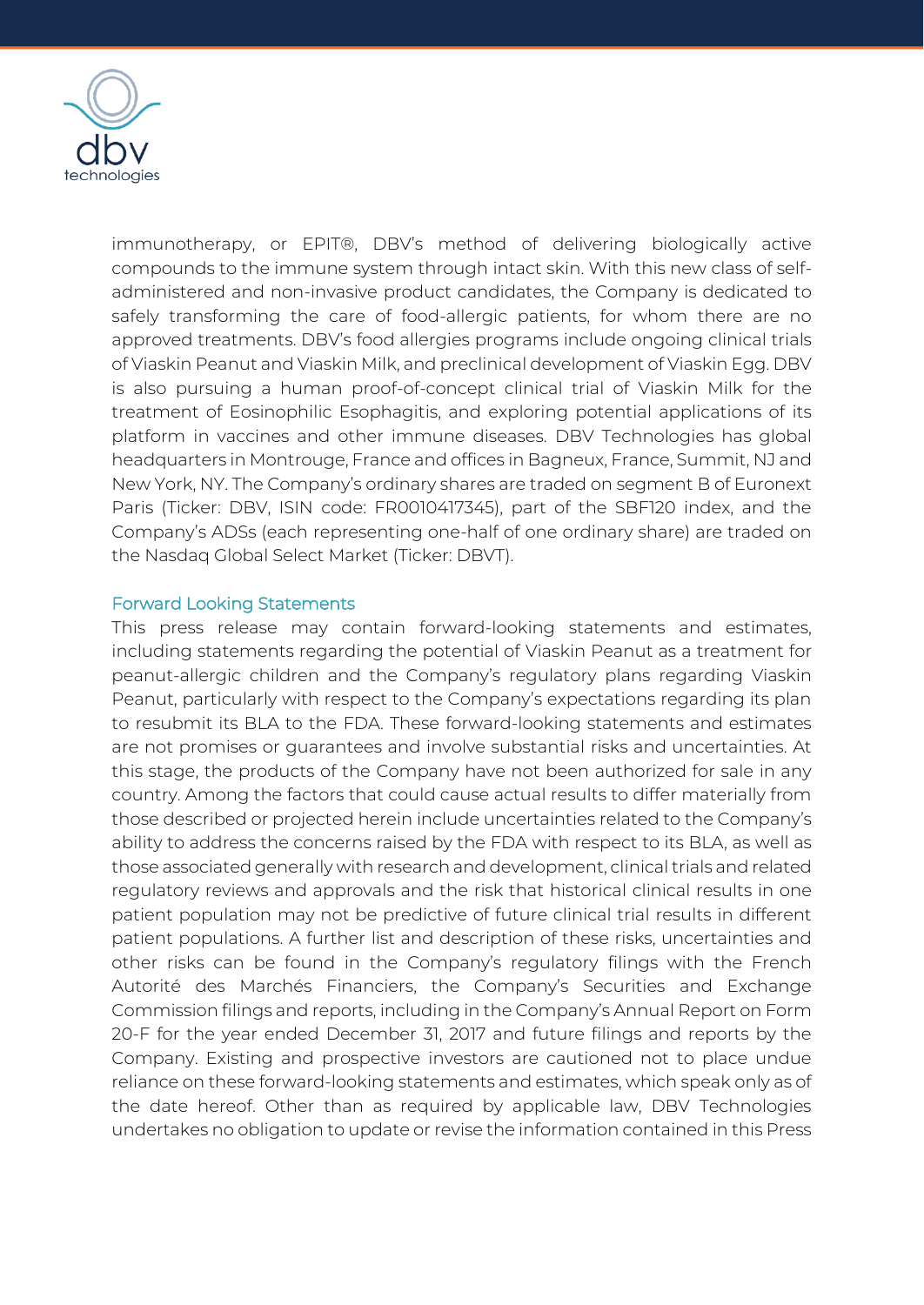immunotherapy, or EPIT®, DBV's method of delivering biologically active compounds to the immune system through intact skin. With this new class of self-administered and non-invasive product candidates, the Company is dedicated to safely transforming the care of food-allergic patients, for whom there are no approved treatments. DBV's food allergies programs include ongoing clinical trials of Viaskin Peanut and Viaskin Milk, and preclinical development of Viaskin Egg. DBV is also pursuing a human proof-of-concept clinical trial of Viaskin Milk for the treatment of Eosinophilic Esophagitis, and exploring potential applications of its platform in vaccines and other immune diseases. DBV Technologies has global headquarters in Montrouge, France and offices in Bagneux, France, Summit, NJ and New York, NY. The Company's ordinary shares are traded on segment B of Euronext Paris (Ticker: DBV, ISIN code: FR0010417345), part of the SBF120 index, and the Company's ADSs (each representing one-half of one ordinary share) are traded on the Nasdaq Global Select Market (Ticker: DBVT).

## Forward Looking Statements

This press release may contain forward-looking statements and estimates, including statements regarding the potential of Viaskin Peanut as a treatment for peanut-allergic children and the Company's regulatory plans regarding Viaskin Peanut, particularly with respect to the Company's expectations regarding its plan to resubmit its BLA to the FDA. These forward-looking statements and estimates are not promises or guarantees and involve substantial risks and uncertainties. At this stage, the products of the Company have not been authorized for sale in any country. Among the factors that could cause actual results to differ materially from those described or projected herein include uncertainties related to the Company's ability to address the concerns raised by the FDA with respect to its BLA, as well as those associated generally with research and development, clinical trials and related regulatory reviews and approvals and the risk that historical clinical results in one patient population may not be predictive of future clinical trial results in different patient populations. A further list and description of these risks, uncertainties and other risks can be found in the Company's regulatory filings with the French Autorité des Marchés Financiers, the Company's Securities and Exchange Commission filings and reports, including in the Company's Annual Report on Form 20-F for the year ended December 31, 2017 and future filings and reports by the Company. Existing and prospective investors are cautioned not to place undue reliance on these forward-looking statements and estimates, which speak only as of the date hereof. Other than as required by applicable law, DBV Technologies undertakes no obligation to update or revise the information contained in this Press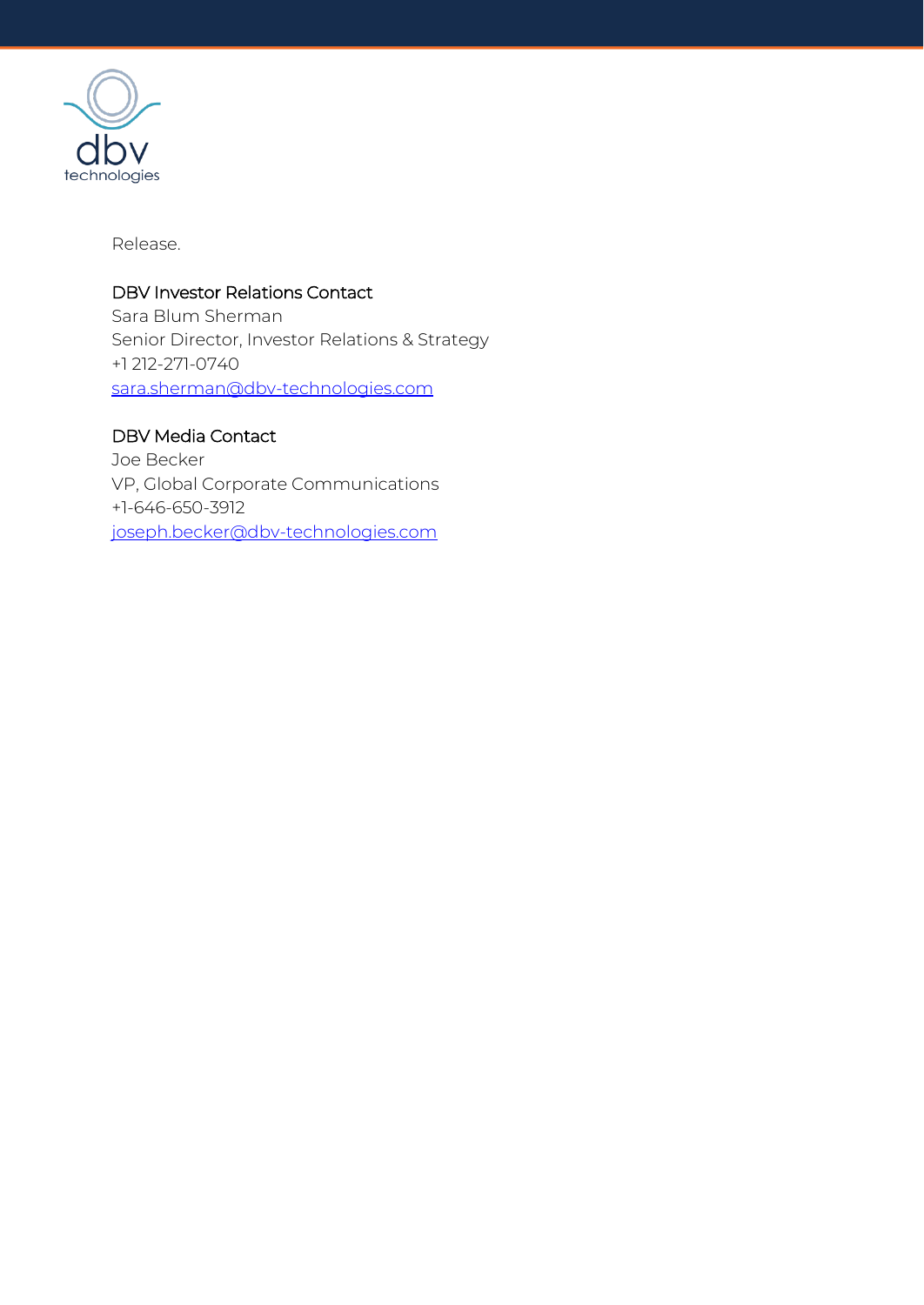Release.

DBV Investor Relations Contact
Sara Blum Sherman
Senior Director, Investor Relations & Strategy
+1 212-271-0740
[sara.sherman@dbv-technologies.com](mailto:sara.sherman@dbv-technologies.com)

DBV Media Contact
Joe Becker
VP, Global Corporate Communications
+1-646-650-3912
[joseph.becker@dbv-technologies.com](mailto:joseph.becker@dbv-technologies.com)